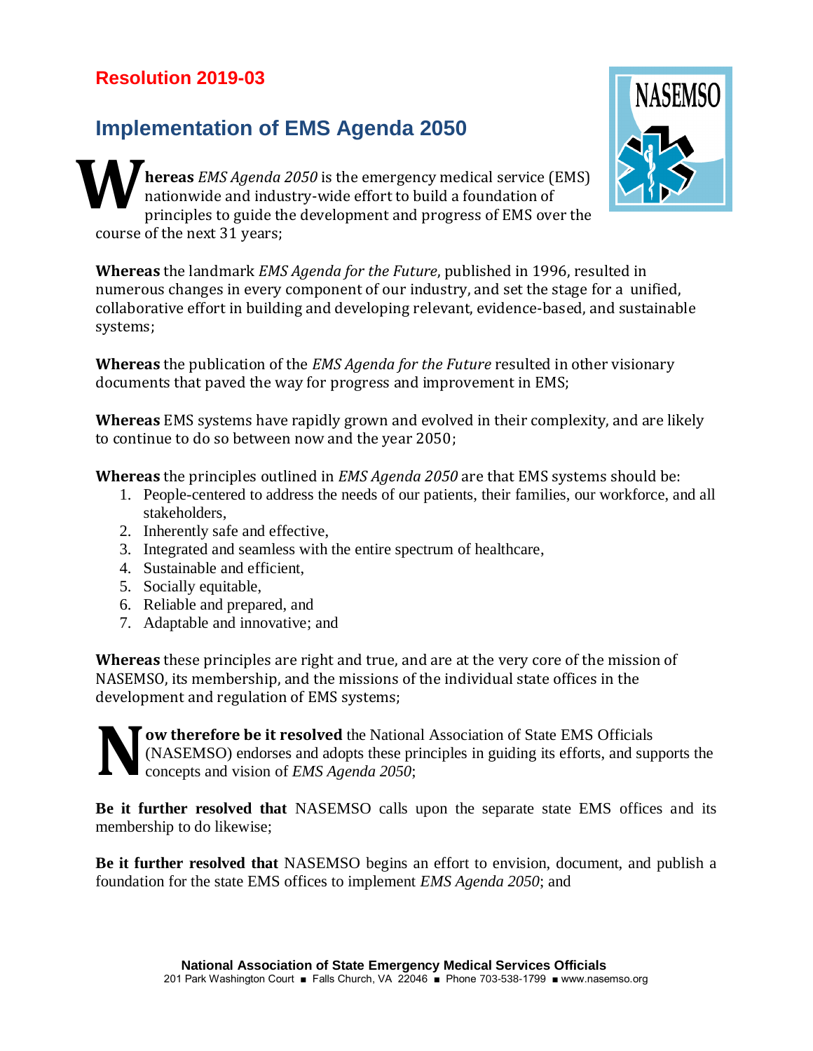# Resolution 2019-03

## Implementation of EMS Agenda 2050

**Whereas** *EMS Agenda 2050* is the emergency medical service (EMS) nationwide and industry-wide effort to build a foundation of principles to guide the development and progress of EMS over the course of the next 31 years;

**Whereas** the landmark *EMS Agenda for the Future*, published in 1996, resulted in numerous changes in every component of our industry, and set the stage for a unified, collaborative effort in building and developing relevant, evidence-based, and sustainable systems;

**Whereas** the publication of the *EMS Agenda for the Future* resulted in other visionary documents that paved the way for progress and improvement in EMS;

**Whereas** EMS systems have rapidly grown and evolved in their complexity, and are likely to continue to do so between now and the year 2050;

**Whereas** the principles outlined in *EMS Agenda 2050* are that EMS systems should be:

1. People-centered to address the needs of our patients, their families, our workforce, and all stakeholders,
2. Inherently safe and effective,
3. Integrated and seamless with the entire spectrum of healthcare,
4. Sustainable and efficient,
5. Socially equitable,
6. Reliable and prepared, and
7. Adaptable and innovative; and

**Whereas** these principles are right and true, and are at the very core of the mission of NASEMSO, its membership, and the missions of the individual state offices in the development and regulation of EMS systems;

**Now therefore be it resolved** the National Association of State EMS Officials (NASEMSO) endorses and adopts these principles in guiding its efforts, and supports the concepts and vision of *EMS Agenda 2050*;

**Be it further resolved that** NASEMSO calls upon the separate state EMS offices and its membership to do likewise;

**Be it further resolved that** NASEMSO begins an effort to envision, document, and publish a foundation for the state EMS offices to implement *EMS Agenda 2050*; and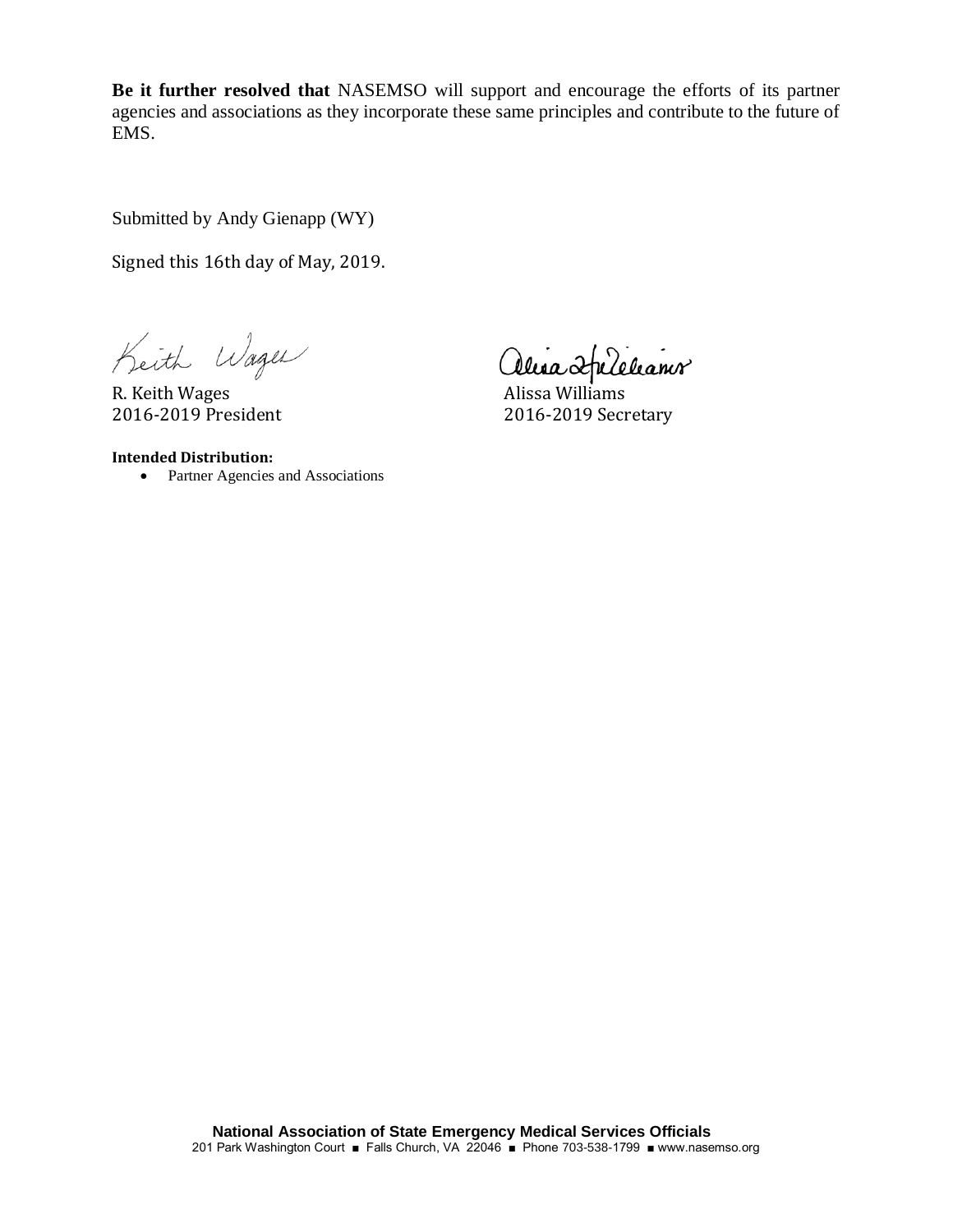**Be it further resolved that** NASEMSO will support and encourage the efforts of its partner agencies and associations as they incorporate these same principles and contribute to the future of EMS.

Submitted by Andy Gienapp (WY)

Signed this 16th day of May, 2019.

R. Keith Wages
2016-2019 President

Alissa Williams
2016-2019 Secretary

**Intended Distribution:**

- Partner Agencies and Associations

**National Association of State Emergency Medical Services Officials**
201 Park Washington Court ■ Falls Church, VA 22046 ■ Phone 703-538-1799 ■ www.nasemso.org